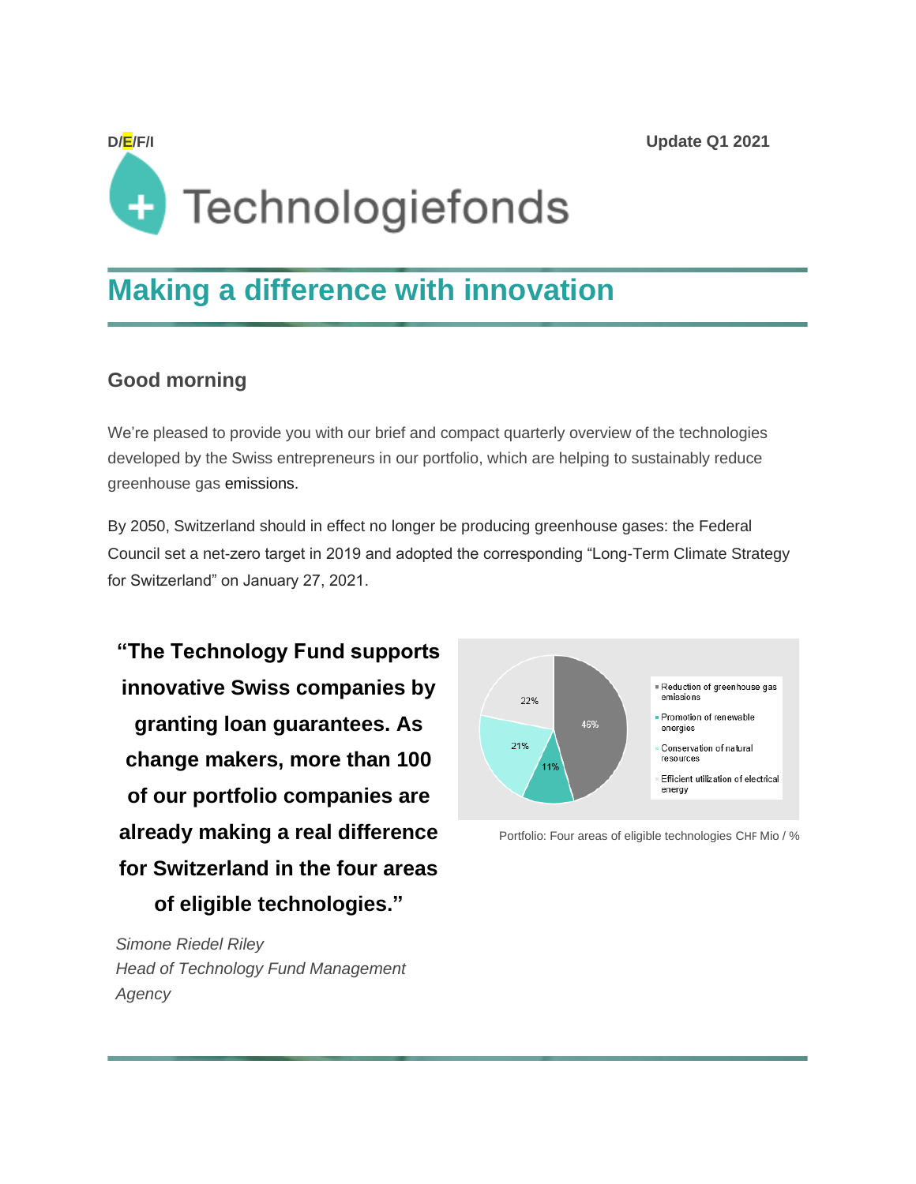D/E/F/I

Update Q1 2021

Technologiefonds

# Making a difference with innovation

## Good morning

We're pleased to provide you with our brief and compact quarterly overview of the technologies developed by the Swiss entrepreneurs in our portfolio, which are helping to sustainably reduce greenhouse gas emissions.

By 2050, Switzerland should in effect no longer be producing greenhouse gases: the Federal Council set a net-zero target in 2019 and adopted the corresponding "Long-Term Climate Strategy for Switzerland" on January 27, 2021.

**"The Technology Fund supports innovative Swiss companies by granting loan guarantees. As change makers, more than 100 of our portfolio companies are already making a real difference for Switzerland in the four areas of eligible technologies."**

*Simone Riedel Riley*
*Head of Technology Fund Management Agency*

- Reduction of greenhouse gas emissions: 46%
- Promotion of renewable energies: 11%
- Conservation of natural resources: 21%
- Efficient utilization of electrical energy: 22%

Portfolio: Four areas of eligible technologies CHF Mio / %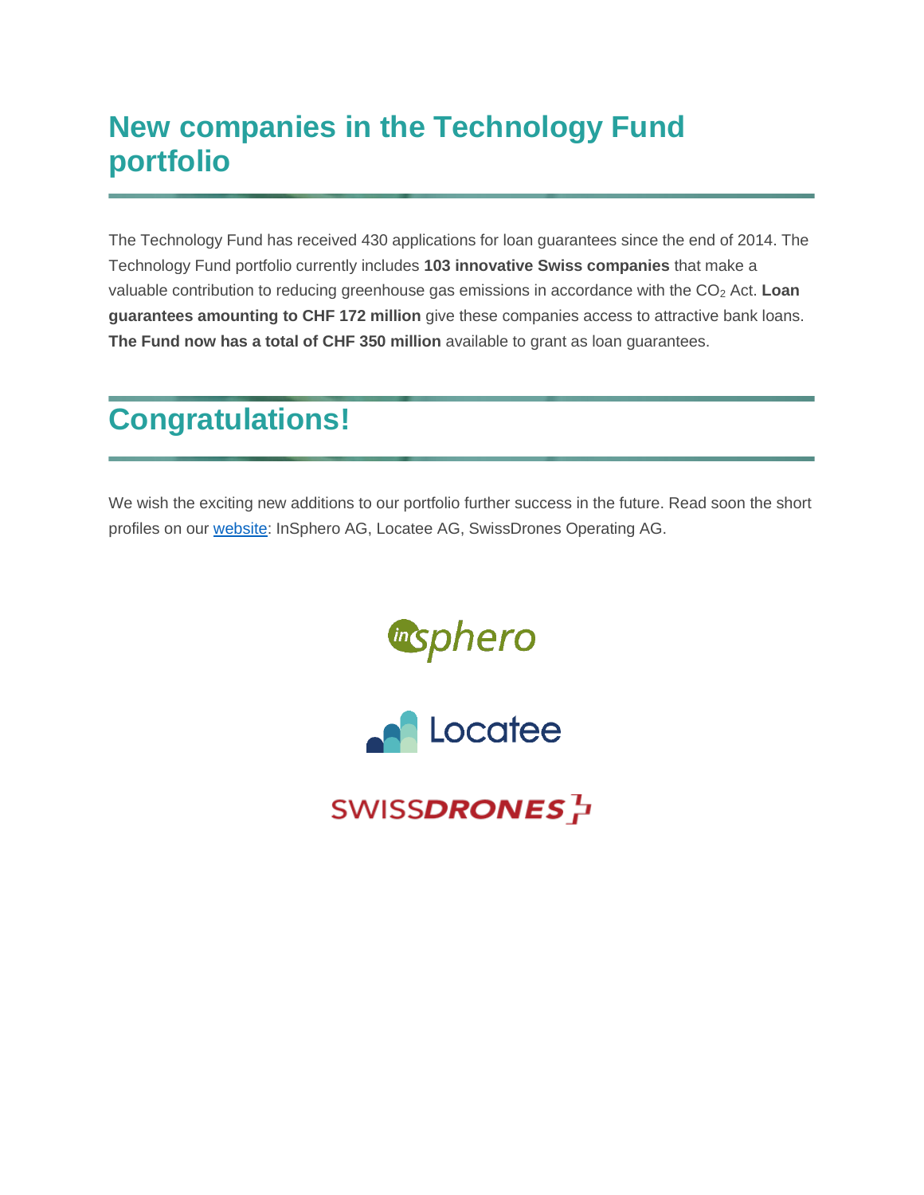# New companies in the Technology Fund portfolio

The Technology Fund has received 430 applications for loan guarantees since the end of 2014. The Technology Fund portfolio currently includes **103 innovative Swiss companies** that make a valuable contribution to reducing greenhouse gas emissions in accordance with the $CO_2$ Act. **Loan guarantees amounting to CHF 172 million** give these companies access to attractive bank loans. **The Fund now has a total of CHF 350 million** available to grant as loan guarantees.

# Congratulations!

We wish the exciting new additions to our portfolio further success in the future. Read soon the short profiles on our website: InSphero AG, Locatee AG, SwissDrones Operating AG.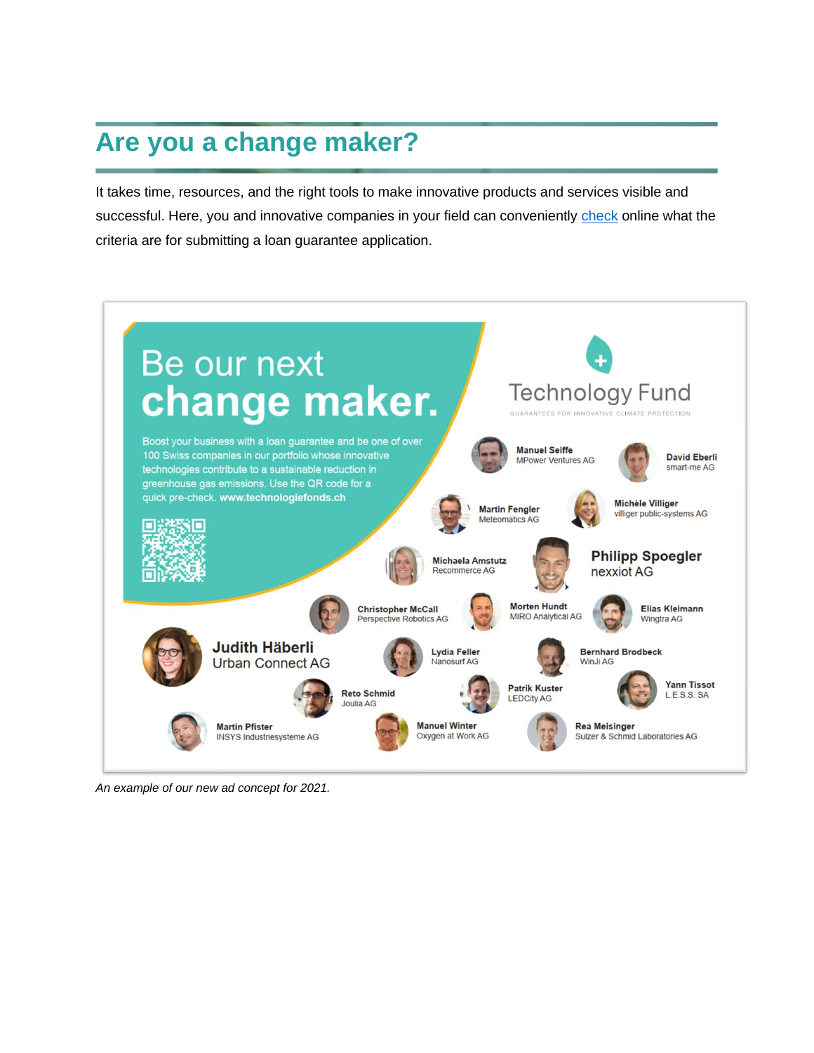## Are you a change maker?

It takes time, resources, and the right tools to make innovative products and services visible and successful. Here, you and innovative companies in your field can conveniently [check](#) online what the criteria are for submitting a loan guarantee application.

# Be our next **change maker.**

Boost your business with a loan guarantee and be one of over 100 Swiss companies in our portfolio whose innovative technologies contribute to a sustainable reduction in greenhouse gas emissions. Use the QR code for a quick pre-check. **www.technologiefonds.ch**

Technology Fund

GUARANTEES FOR INNOVATIVE CLIMATE PROTECTION

**Manuel Seiffe**
MPower Ventures AG

**David Eberli**
smart-me AG

**Martin Fengler**
Meteomatics AG

**Michèle Villiger**
villiger public-systems AG

**Michaela Amstutz**
Recommerce AG

**Philipp Spoegler**
nexxiot AG

**Christopher McCall**
Perspective Robotics AG

**Morten Hundt**
MIRO Analytical AG

**Elias Kleimann**
Wingtra AG

**Judith Häberli**
Urban Connect AG

**Lydia Feller**
Nanosurf AG

**Bernhard Brodbeck**
WinJi AG

**Reto Schmid**
Joulia AG

**Patrik Kuster**
LEDCity AG

**Yann Tissot**
L.E.S.S. SA

**Martin Pfister**
INSYS Industriesysteme AG

**Manuel Winter**
Oxygen at Work AG

**Rea Meisinger**
Sulzer & Schmid Laboratories AG

*An example of our new ad concept for 2021.*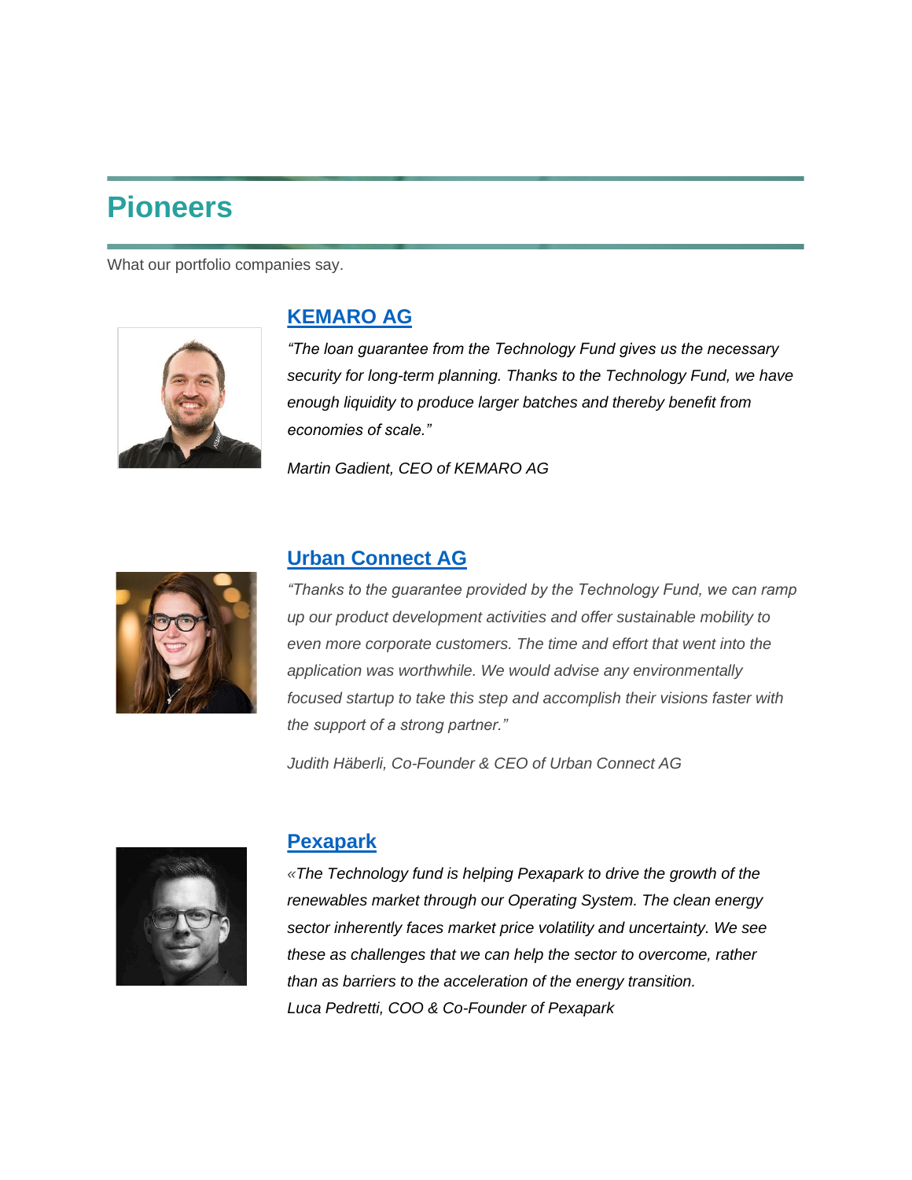# Pioneers

What our portfolio companies say.

## KEMARO AG

*“The loan guarantee from the Technology Fund gives us the necessary security for long-term planning. Thanks to the Technology Fund, we have enough liquidity to produce larger batches and thereby benefit from economies of scale.”*

*Martin Gadient, CEO of KEMARO AG*

## Urban Connect AG

*“Thanks to the guarantee provided by the Technology Fund, we can ramp up our product development activities and offer sustainable mobility to even more corporate customers. The time and effort that went into the application was worthwhile. We would advise any environmentally focused startup to take this step and accomplish their visions faster with the support of a strong partner.”*

*Judith Häberli, Co-Founder & CEO of Urban Connect AG*

## Pexapark

*«The Technology fund is helping Pexapark to drive the growth of the renewables market through our Operating System. The clean energy sector inherently faces market price volatility and uncertainty. We see these as challenges that we can help the sector to overcome, rather than as barriers to the acceleration of the energy transition.*
*Luca Pedretti, COO & Co-Founder of Pexapark*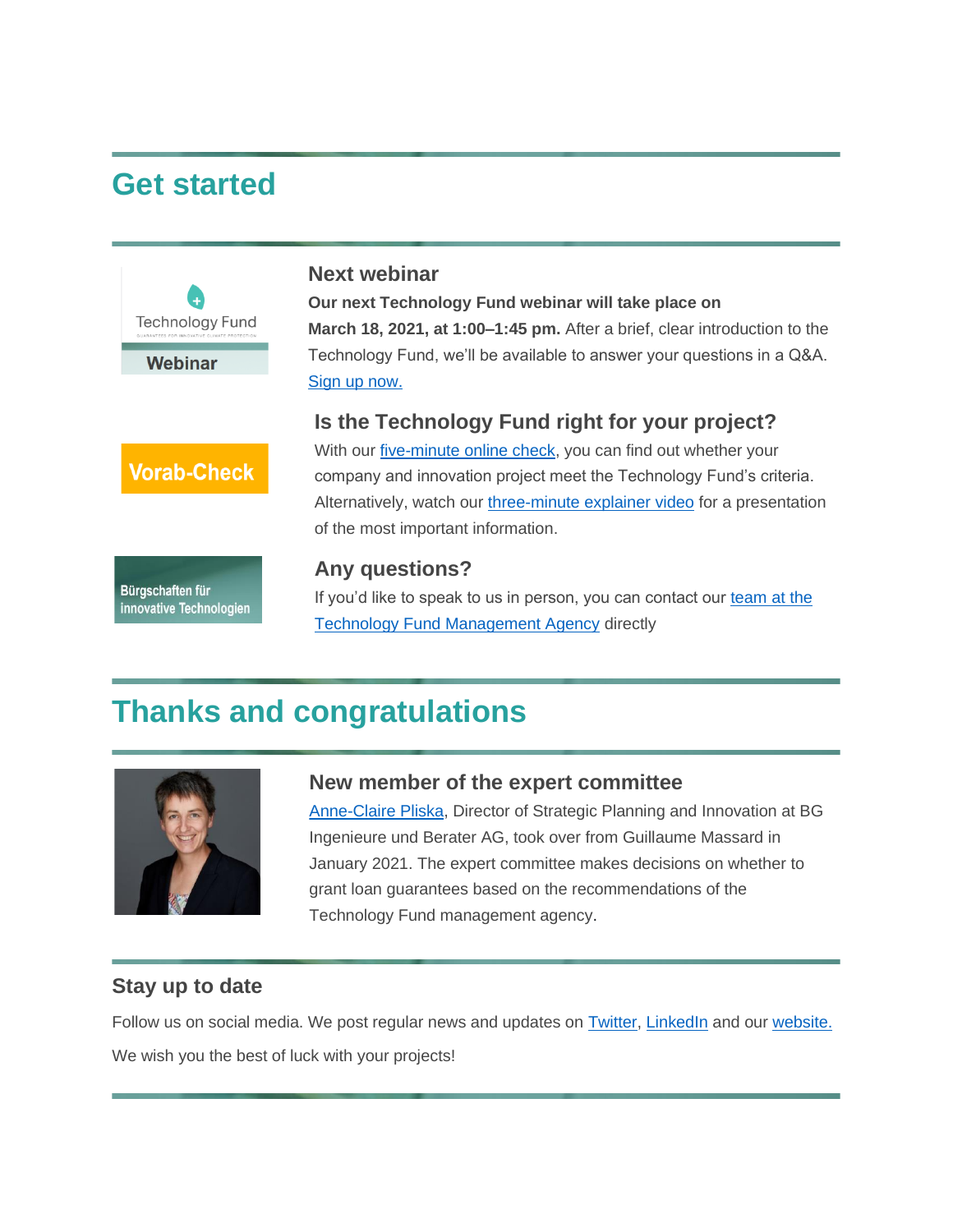## Get started

### Next webinar

**Our next Technology Fund webinar will take place on March 18, 2021, at 1:00–1:45 pm.** After a brief, clear introduction to the Technology Fund, we'll be available to answer your questions in a Q&A. Sign up now.

### Is the Technology Fund right for your project?

With our five-minute online check, you can find out whether your company and innovation project meet the Technology Fund's criteria. Alternatively, watch our three-minute explainer video for a presentation of the most important information.

### Any questions?

If you'd like to speak to us in person, you can contact our team at the Technology Fund Management Agency directly

## Thanks and congratulations

### New member of the expert committee

Anne-Claire Pliska, Director of Strategic Planning and Innovation at BG Ingenieure und Berater AG, took over from Guillaume Massard in January 2021. The expert committee makes decisions on whether to grant loan guarantees based on the recommendations of the Technology Fund management agency.

### Stay up to date

Follow us on social media. We post regular news and updates on Twitter, LinkedIn and our website.

We wish you the best of luck with your projects!